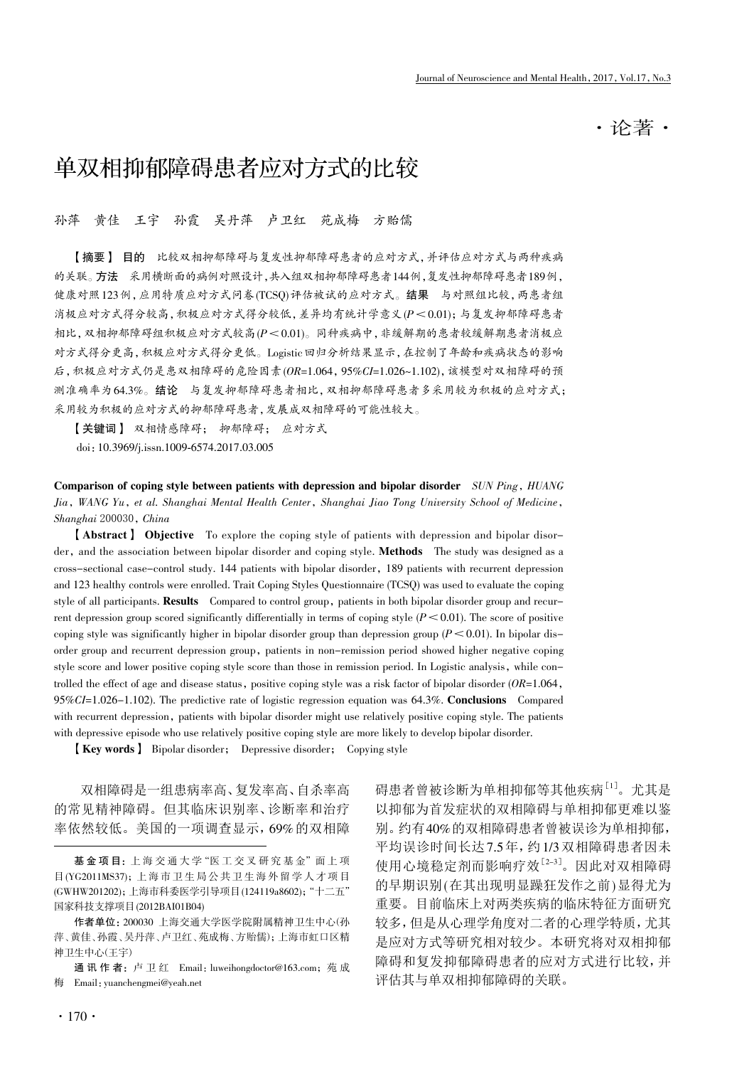· 论著 ·

# 单双相抑郁障碍患者应对方式的比较

孙萍　黄佳　王宇　孙霞　吴丹萍　卢卫红　苑成梅　方贻儒

**【摘要】 目的**　比较双相抑郁障碍与复发性抑郁障碍患者的应对方式，并评估应对方式与两种疾病的关联。**方法**　采用横断面的病例对照设计，共入组双相抑郁障碍患者144例，复发性抑郁障碍患者189例，健康对照123例，应用特质应对方式问卷(TCSQ)评估被试的应对方式。**结果**　与对照组比较，两患者组消极应对方式得分较高，积极应对方式得分较低，差异均有统计学意义($P < 0.01$)；与复发抑郁障碍患者相比，双相抑郁障碍组积极应对方式较高($P < 0.01$)。同种疾病中，非缓解期的患者较缓解期患者消极应对方式得分更高，积极应对方式得分更低。Logistic回归分析结果显示，在控制了年龄和疾病状态的影响后，积极应对方式仍是患双相障碍的危险因素($OR$=1.064，95%$CI$=1.026~1.102)，该模型对双相障碍的预测准确率为64.3%。**结论**　与复发抑郁障碍患者相比，双相抑郁障碍患者多采用较为积极的应对方式；采用较为积极的应对方式的抑郁障碍患者，发展成双相障碍的可能性较大。

**【关键词】** 双相情感障碍；　抑郁障碍；　应对方式

doi：10.3969/j.issn.1009-6574.2017.03.005

**Comparison of coping style between patients with depression and bipolar disorder**　*SUN Ping, HUANG Jia, WANG Yu, et al. Shanghai Mental Health Center, Shanghai Jiao Tong University School of Medicine, Shanghai 200030, China*

**【Abstract】 Objective**　To explore the coping style of patients with depression and bipolar disorder, and the association between bipolar disorder and coping style. **Methods**　The study was designed as a cross-sectional case-control study. 144 patients with bipolar disorder, 189 patients with recurrent depression and 123 healthy controls were enrolled. Trait Coping Styles Questionnaire (TCSQ) was used to evaluate the coping style of all participants. **Results**　Compared to control group, patients in both bipolar disorder group and recurrent depression group scored significantly differentially in terms of coping style ($P < 0.01$). The score of positive coping style was significantly higher in bipolar disorder group than depression group ($P < 0.01$). In bipolar disorder group and recurrent depression group, patients in non-remission period showed higher negative coping style score and lower positive coping style score than those in remission period. In Logistic analysis, while controlled the effect of age and disease status, positive coping style was a risk factor of bipolar disorder ($OR$=1.064, 95%$CI$=1.026-1.102). The predictive rate of logistic regression equation was 64.3%. **Conclusions**　Compared with recurrent depression, patients with bipolar disorder might use relatively positive coping style. The patients with depressive episode who use relatively positive coping style are more likely to develop bipolar disorder.

**【Key words】** Bipolar disorder;　Depressive disorder;　Copying style

双相障碍是一组患病率高、复发率高、自杀率高的常见精神障碍。但其临床识别率、诊断率和治疗率依然较低。美国的一项调查显示，69%的双相障碍患者曾被诊断为单相抑郁等其他疾病[1]。尤其是以抑郁为首发症状的双相障碍与单相抑郁更难以鉴别。约有40%的双相障碍患者曾被误诊为单相抑郁，平均误诊时间长达7.5年，约1/3双相障碍患者因未使用心境稳定剂而影响疗效[2-3]。因此对双相障碍的早期识别(在其出现明显躁狂发作之前)显得尤为重要。目前临床上对两类疾病的临床特征方面研究较多，但是从心理学角度对二者的心理学特质，尤其是应对方式等研究相对较少。本研究将对双相抑郁障碍和复发抑郁障碍患者的应对方式进行比较，并评估其与单双相抑郁障碍的关联。

---

基金项目：上海交通大学"医工交叉研究基金"面上项目(YG2011MS37)；上海市卫生局公共卫生海外留学人才项目(GWHW201202)；上海市科委医学引导项目(124119a8602)；"十二五"国家科技支撑项目(2012BAI01B04)

作者单位：200030 上海交通大学医学院附属精神卫生中心(孙萍、黄佳、孙霞、吴丹萍、卢卫红、苑成梅、方贻儒)；上海市虹口区精神卫生中心(王宇)

通讯作者：卢卫红　Email：luweihongdoctor@163.com；苑成梅　Email：yuanchengmei@yeah.net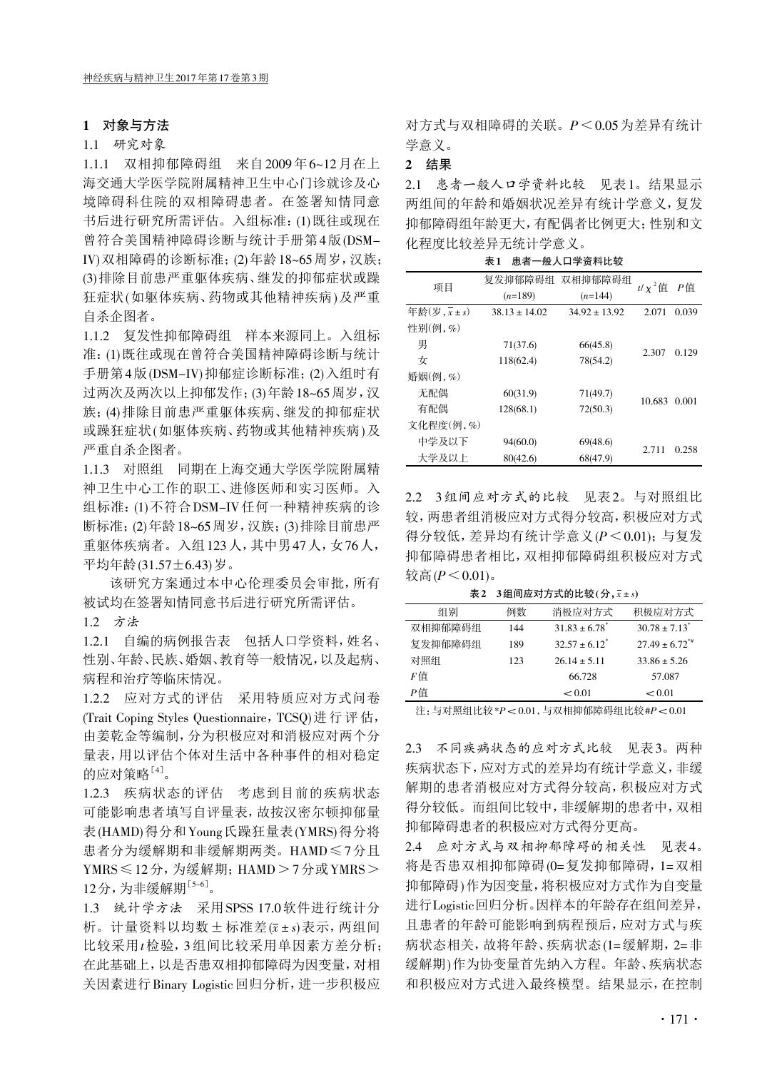## 1 对象与方法

### 1.1 研究对象

1.1.1 双相抑郁障碍组　来自2009年6~12月在上海交通大学医学院附属精神卫生中心门诊就诊及心境障碍科住院的双相障碍患者。在签署知情同意书后进行研究所需评估。入组标准：(1)既往或现在曾符合美国精神障碍诊断与统计手册第4版(DSM-IV)双相障碍的诊断标准；(2)年龄18~65周岁，汉族；(3)排除目前患严重躯体疾病、继发的抑郁症状或躁狂症状(如躯体疾病、药物或其他精神疾病)及严重自杀企图者。

1.1.2 复发性抑郁障碍组　样本来源同上。入组标准：(1)既往或现在曾符合美国精神障碍诊断与统计手册第4版(DSM-IV)抑郁症诊断标准；(2)入组时有过两次及两次以上抑郁发作；(3)年龄18~65周岁，汉族；(4)排除目前患严重躯体疾病、继发的抑郁症状或躁狂症状(如躯体疾病、药物或其他精神疾病)及严重自杀企图者。

1.1.3 对照组　同期在上海交通大学医学院附属精神卫生中心工作的职工、进修医师和实习医师。入组标准：(1)不符合DSM-IV任何一种精神疾病的诊断标准；(2)年龄18~65周岁，汉族；(3)排除目前患严重躯体疾病者。入组123人，其中男47人，女76人，平均年龄(31.57±6.43)岁。

该研究方案通过本中心伦理委员会审批，所有被试均在签署知情同意书后进行研究所需评估。

### 1.2 方法

1.2.1 自编的病例报告表　包括人口学资料，姓名、性别、年龄、民族、婚姻、教育等一般情况，以及起病、病程和治疗等临床情况。

1.2.2 应对方式的评估　采用特质应对方式问卷(Trait Coping Styles Questionnaire，TCSQ)进行评估，由姜乾金等编制，分为积极应对和消极应对两个分量表，用以评估个体对生活中各种事件的相对稳定的应对策略[4]。

1.2.3 疾病状态的评估　考虑到目前的疾病状态可能影响患者填写自评量表，故按汉密尔顿抑郁量表(HAMD)得分和Young氏躁狂量表(YMRS)得分将患者分为缓解期和非缓解期两类。HAMD≤7分且YMRS≤12分，为缓解期；HAMD＞7分或YMRS＞12分，为非缓解期[5-6]。

### 1.3 统计学方法

采用SPSS 17.0软件进行统计分析。计量资料以均数±标准差($\bar{x}\pm s$)表示，两组间比较采用$t$检验，3组间比较采用单因素方差分析；在此基础上，以是否患双相抑郁障碍为因变量，对相关因素进行Binary Logistic回归分析，进一步积极应对方式与双相障碍的关联。$P＜0.05$为差异有统计学意义。

## 2 结果

2.1 患者一般人口学资料比较　见表1。结果显示两组间的年龄和婚姻状况差异有统计学意义，复发抑郁障碍组年龄更大，有配偶者比例更大；性别和文化程度比较差异无统计学意义。

**表1　患者一般人口学资料比较**

| 项目 | 复发抑郁障碍组($n$=189) | 双相抑郁障碍组($n$=144) | $t$/$\chi^2$值 | $P$值 |
|---|---|---|---|---|
| 年龄(岁，$\bar{x}\pm s$) | 38.13±14.02 | 34.92±13.92 | 2.071 | 0.039 |
| 性别(例，%) | | | | |
| 男 | 71(37.6) | 66(45.8) | 2.307 | 0.129 |
| 女 | 118(62.4) | 78(54.2) | | |
| 婚姻(例，%) | | | | |
| 无配偶 | 60(31.9) | 71(49.7) | 10.683 | 0.001 |
| 有配偶 | 128(68.1) | 72(50.3) | | |
| 文化程度(例，%) | | | | |
| 中学及以下 | 94(60.0) | 69(48.6) | 2.711 | 0.258 |
| 大学及以上 | 80(42.6) | 68(47.9) | | |

2.2 3组间应对方式的比较　见表2。与对照组比较，两患者组消极应对方式得分较高，积极应对方式得分较低，差异均有统计学意义($P＜0.01$)；与复发抑郁障碍患者相比，双相抑郁障碍组积极应对方式较高($P＜0.01$)。

**表2　3组间应对方式的比较(分，$\bar{x}\pm s$)**

| 组别 | 例数 | 消极应对方式 | 积极应对方式 |
|---|---|---|---|
| 双相抑郁障碍组 | 144 | 31.83±6.78* | 30.78±7.13* |
| 复发抑郁障碍组 | 189 | 32.57±6.12* | 27.49±6.72*# |
| 对照组 | 123 | 26.14±5.11 | 33.86±5.26 |
| $F$值 | | 66.728 | 57.087 |
| $P$值 | | ＜0.01 | ＜0.01 |

注：与对照组比较*$P＜0.01$，与双相抑郁障碍组比较#$P＜0.01$

2.3 不同疾病状态的应对方式比较　见表3。两种疾病状态下，应对方式的差异均有统计学意义，非缓解期的患者消极应对方式得分较高，积极应对方式得分较低。而组间比较中，非缓解期的患者中，双相抑郁障碍患者的积极应对方式得分更高。

2.4 应对方式与双相抑郁障碍的相关性　见表4。将是否患双相抑郁障碍(0=复发抑郁障碍，1=双相抑郁障碍)作为因变量，将积极应对方式作为自变量进行Logistic回归分析。因样本的年龄存在组间差异，且患者的年龄可能影响到病程预后，应对方式与疾病状态相关，故将年龄、疾病状态(1=缓解期，2=非缓解期)作为协变量首先纳入方程。年龄、疾病状态和积极应对方式进入最终模型。结果显示，在控制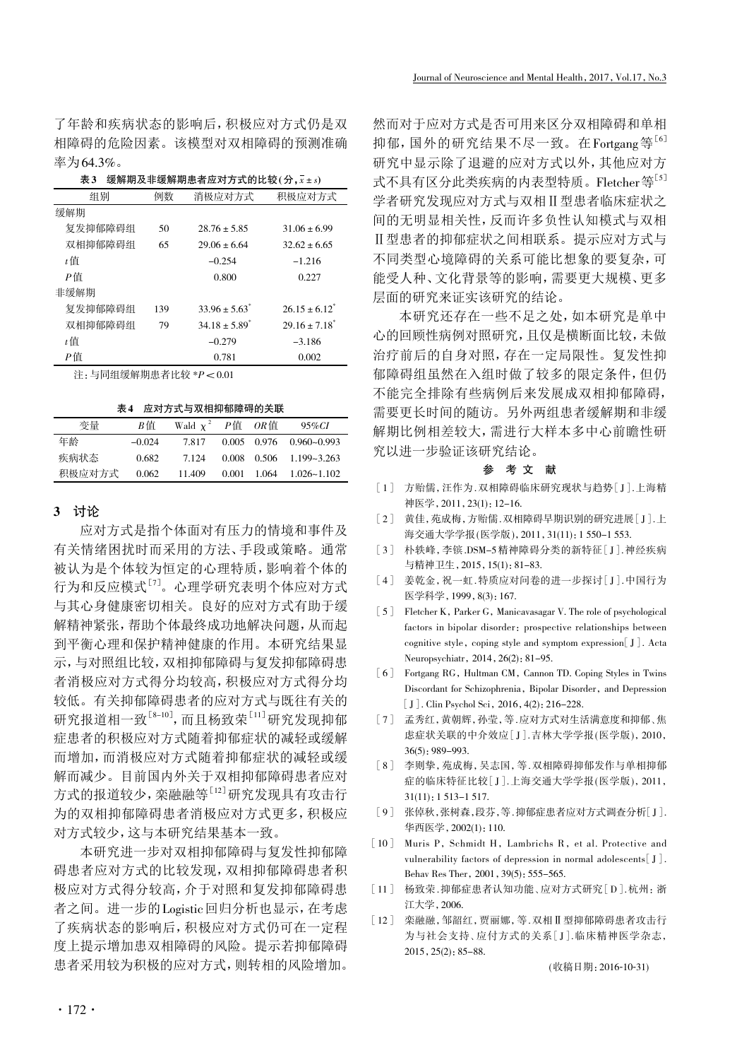了年龄和疾病状态的影响后，积极应对方式仍是双相障碍的危险因素。该模型对双相障碍的预测准确率为64.3%。

**表3　缓解期及非缓解期患者应对方式的比较(分，$\bar{x} \pm s$)**

| 组别 | 例数 | 消极应对方式 | 积极应对方式 |
|---|---|---|---|
| 缓解期 | | | |
| 复发抑郁障碍组 | 50 | 28.76 ± 5.85 | 31.06 ± 6.99 |
| 双相抑郁障碍组 | 65 | 29.06 ± 6.64 | 32.62 ± 6.65 |
| $t$值 | | −0.254 | −1.216 |
| $P$值 | | 0.800 | 0.227 |
| 非缓解期 | | | |
| 复发抑郁障碍组 | 139 | 33.96 ± 5.63* | 26.15 ± 6.12* |
| 双相抑郁障碍组 | 79 | 34.18 ± 5.89* | 29.16 ± 7.18* |
| $t$值 | | −0.279 | −3.186 |
| $P$值 | | 0.781 | 0.002 |

注：与同组缓解期患者比较 *$P < 0.01$

**表4　应对方式与双相抑郁障碍的关联**

| 变量 | $B$值 | Wald $\chi^2$ | $P$值 | $OR$值 | 95%$CI$ |
|---|---|---|---|---|---|
| 年龄 | −0.024 | 7.817 | 0.005 | 0.976 | 0.960~0.993 |
| 疾病状态 | 0.682 | 7.124 | 0.008 | 0.506 | 1.199~3.263 |
| 积极应对方式 | 0.062 | 11.409 | 0.001 | 1.064 | 1.026~1.102 |

## 3　讨论

应对方式是指个体面对有压力的情境和事件及有关情绪困扰时而采用的方法、手段或策略。通常被认为是个体较为恒定的心理特质，影响着个体的行为和反应模式[7]。心理学研究表明个体应对方式与其心身健康密切相关。良好的应对方式有助于缓解精神紧张，帮助个体最终成功地解决问题，从而起到平衡心理和保护精神健康的作用。本研究结果显示，与对照组比较，双相抑郁障碍与复发抑郁障碍患者消极应对方式得分均较高，积极应对方式得分均较低。有关抑郁障碍患者的应对方式与既往有关的研究报道相一致[8-10]，而且杨致荣[11]研究发现抑郁症患者的积极应对方式随着抑郁症状的减轻或缓解而增加，而消极应对方式随着抑郁症状的减轻或缓解而减少。目前国内外关于双相抑郁障碍患者应对方式的报道较少，栾融融等[12]研究发现具有攻击行为的双相抑郁障碍患者消极应对方式更多，积极应对方式较少，这与本研究结果基本一致。

本研究进一步对双相抑郁障碍与复发性抑郁障碍患者应对方式的比较发现，双相抑郁障碍患者积极应对方式得分较高，介于对照和复发抑郁障碍患者之间。进一步的Logistic回归分析也显示，在考虑了疾病状态的影响后，积极应对方式仍可在一定程度上提示增加患双相障碍的风险。提示若抑郁障碍患者采用较为积极的应对方式，则转相的风险增加。然而对于应对方式是否可用来区分双相障碍和单相抑郁，国外的研究结果不尽一致。在Fortgang等[6]研究中显示除了退避的应对方式以外，其他应对方式不具有区分此类疾病的内表型特质。Fletcher等[5]学者研究发现应对方式与双相Ⅱ型患者临床症状之间的无明显相关性，反而许多负性认知模式与双相Ⅱ型患者的抑郁症状之间相联系。提示应对方式与不同类型心境障碍的关系可能比想象的要复杂，可能受人种、文化背景等的影响，需要更大规模、更多层面的研究来证实该研究的结论。

本研究还存在一些不足之处，如本研究是单中心的回顾性病例对照研究，且仅是横断面比较，未做治疗前后的自身对照，存在一定局限性。复发性抑郁障碍组虽然在入组时做了较多的限定条件，但仍不能完全排除有些病例后来发展成双相抑郁障碍，需要更长时间的随访。另外两组患者缓解期和非缓解期比例相差较大，需进行大样本多中心前瞻性研究以进一步验证该研究结论。

## 参考文献

[1] 方贻儒，汪作为.双相障碍临床研究现状与趋势[J].上海精神医学，2011，23(1)：12-16.

[2] 黄佳，苑成梅，方贻儒.双相障碍早期识别的研究进展[J].上海交通大学学报(医学版)，2011，31(11)：1 550-1 553.

[3] 朴轶峰，李镔.DSM-5精神障碍分类的新特征[J].神经疾病与精神卫生，2015，15(1)：81-83.

[4] 姜乾金，祝一虹.特质应对问卷的进一步探讨[J].中国行为医学科学，1999，8(3)：167.

[5] Fletcher K，Parker G，Manicavasagar V. The role of psychological factors in bipolar disorder：prospective relationships between cognitive style，coping style and symptom expression[J]. Acta Neuropsychiatr，2014，26(2)：81-95.

[6] Fortgang RG，Hultman CM，Cannon TD. Coping Styles in Twins Discordant for Schizophrenia，Bipolar Disorder，and Depression [J]. Clin Psychol Sci，2016，4(2)：216-228.

[7] 孟秀红，黄朝辉，孙莹，等.应对方式对生活满意度和抑郁、焦虑症状关联的中介效应[J].吉林大学学报(医学版)，2010，36(5)：989-993.

[8] 李则挚，苑成梅，吴志国，等.双相障碍抑郁发作与单相抑郁症的临床特征比较[J].上海交通大学学报(医学版)，2011，31(11)：1 513-1 517.

[9] 张倬秋，张树森，段芬，等.抑郁症患者应对方式调查分析[J].华西医学，2002(1)：110.

[10] Muris P，Schmidt H，Lambrichs R，et al. Protective and vulnerability factors of depression in normal adolescents[J]. Behav Res Ther，2001，39(5)：555-565.

[11] 杨致荣.抑郁症患者认知功能、应对方式研究[D].杭州：浙江大学，2006.

[12] 栾融融，邹韶红，贾丽娜，等.双相Ⅱ型抑郁障碍患者攻击行为与社会支持、应付方式的关系[J].临床精神医学杂志，2015，25(2)：85-88.

(收稿日期：2016-10-31)